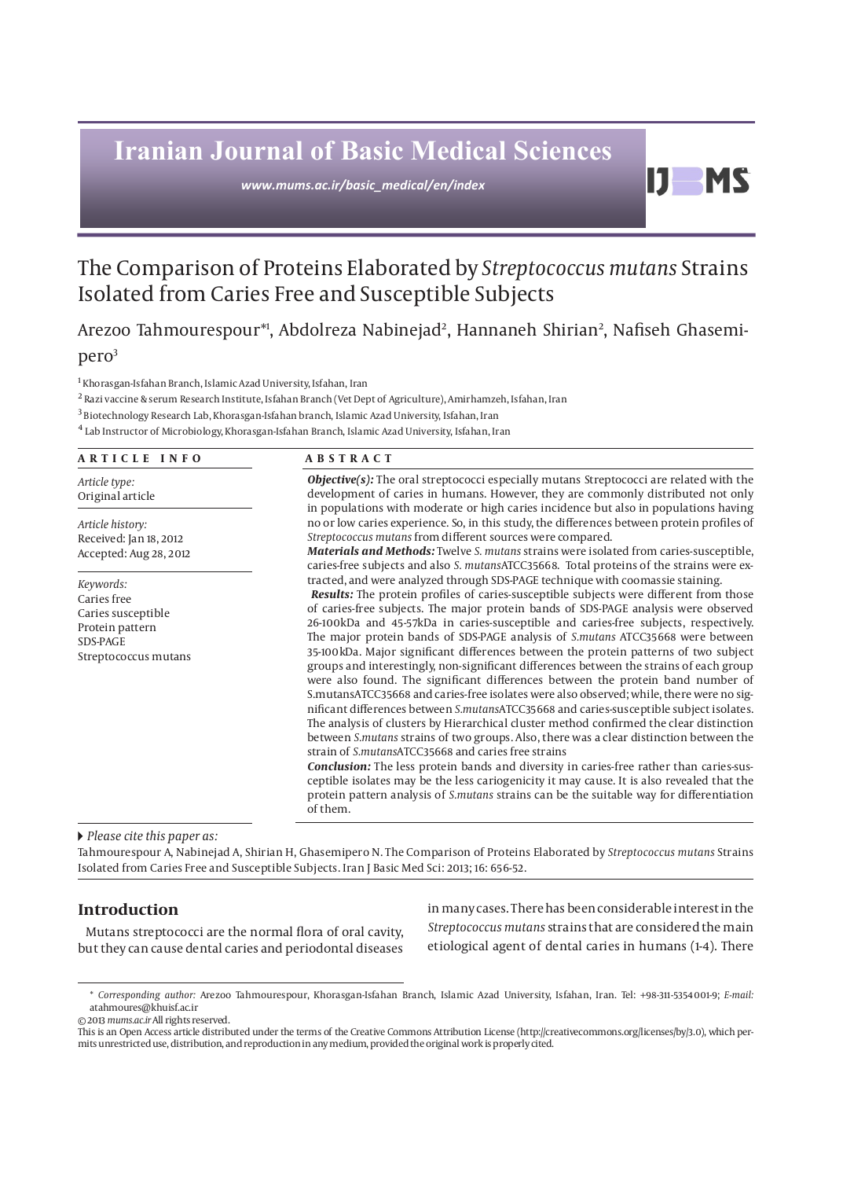# Iranian Journal of Basic Medical Sciences

*www.mums.ac.ir/basic_medical/en/index*

## The Comparison of Proteins Elaborated by *Streptococcus mutans* Strains Isolated from Caries Free and Susceptible Subjects

Arezoo Tahmourespour*[1], Abdolreza Nabinejad[2], Hannaneh Shirian[2], Nafiseh Ghasemipero[3]

[1] Khorasgan-Isfahan Branch, Islamic Azad University, Isfahan, Iran
[2] Razi vaccine & serum Research Institute, Isfahan Branch (Vet Dept of Agriculture), Amirhamzeh, Isfahan, Iran
[3] Biotechnology Research Lab, Khorasgan-Isfahan branch, Islamic Azad University, Isfahan, Iran
[4] Lab Instructor of Microbiology, Khorasgan-Isfahan Branch, Islamic Azad University, Isfahan, Iran

**ARTICLE INFO**

*Article type:*
Original article

*Article history:*
Received: Jan 18, 2012
Accepted: Aug 28, 2012

*Keywords:*
Caries free
Caries susceptible
Protein pattern
SDS-PAGE
Streptococcus mutans

**ABSTRACT**

***Objective(s):*** The oral streptococci especially mutans Streptococci are related with the development of caries in humans. However, they are commonly distributed not only in populations with moderate or high caries incidence but also in populations having no or low caries experience. So, in this study, the differences between protein profiles of *Streptococcus mutans* from different sources were compared.

***Materials and Methods:*** Twelve *S. mutans* strains were isolated from caries-susceptible, caries-free subjects and also *S. mutans*ATCC35668. Total proteins of the strains were extracted, and were analyzed through SDS-PAGE technique with coomassie staining.

***Results:*** The protein profiles of caries-susceptible subjects were different from those of caries-free subjects. The major protein bands of SDS-PAGE analysis were observed 26-100kDa and 45-57kDa in caries-susceptible and caries-free subjects, respectively. The major protein bands of SDS-PAGE analysis of *S.mutans* ATCC35668 were between 35-100kDa. Major significant differences between the protein patterns of two subject groups and interestingly, non-significant differences between the strains of each group were also found. The significant differences between the protein band number of S.mutansATCC35668 and caries-free isolates were also observed; while, there were no significant differences between *S.mutans*ATCC35668 and caries-susceptible subject isolates. The analysis of clusters by Hierarchical cluster method confirmed the clear distinction between *S.mutans* strains of two groups. Also, there was a clear distinction between the strain of *S.mutans*ATCC35668 and caries free strains

***Conclusion:*** The less protein bands and diversity in caries-free rather than caries-susceptible isolates may be the less cariogenicity it may cause. It is also revealed that the protein pattern analysis of *S.mutans* strains can be the suitable way for differentiation of them.

▸ *Please cite this paper as:*

Tahmourespour A, Nabinejad A, Shirian H, Ghasemipero N. The Comparison of Proteins Elaborated by *Streptococcus mutans* Strains Isolated from Caries Free and Susceptible Subjects. Iran J Basic Med Sci: 2013; 16: 656-52.

## Introduction

Mutans streptococci are the normal flora of oral cavity, but they can cause dental caries and periodontal diseases in many cases. There has been considerable interest in the *Streptococcus mutans* strains that are considered the main etiological agent of dental caries in humans (1-4). There

\* *Corresponding author:* Arezoo Tahmourespour, Khorasgan-Isfahan Branch, Islamic Azad University, Isfahan, Iran. Tel: +98-311-5354001-9; *E-mail:* atahmoures@khuisf.ac.ir

© 2013 *mums.ac.ir* All rights reserved.

This is an Open Access article distributed under the terms of the Creative Commons Attribution License (http://creativecommons.org/licenses/by/3.0), which permits unrestricted use, distribution, and reproduction in any medium, provided the original work is properly cited.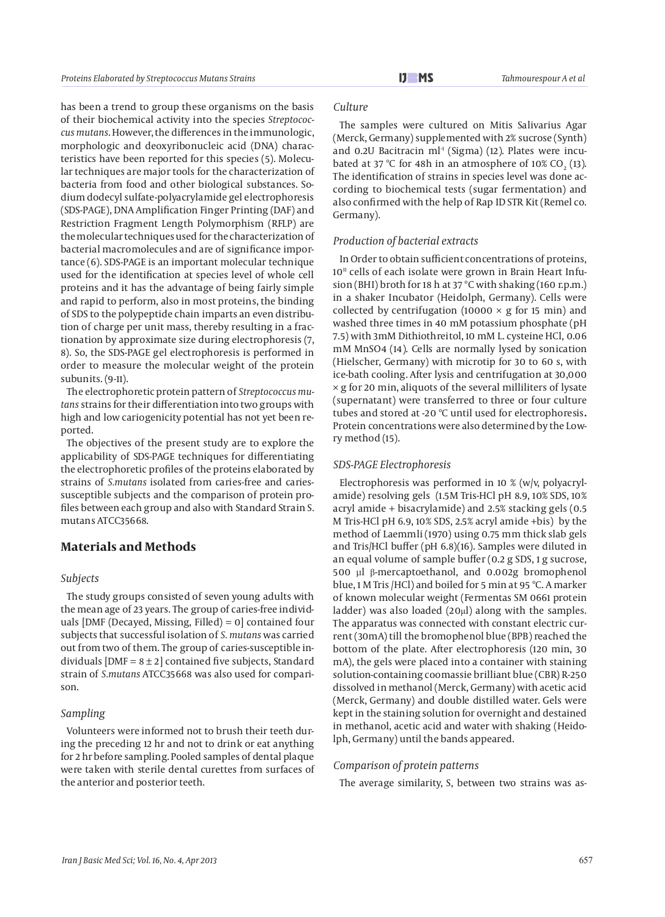has been a trend to group these organisms on the basis of their biochemical activity into the species *Streptococcus mutans*. However, the differences in the immunologic, morphologic and deoxyribonucleic acid (DNA) characteristics have been reported for this species (5). Molecular techniques are major tools for the characterization of bacteria from food and other biological substances. Sodium dodecyl sulfate-polyacrylamide gel electrophoresis (SDS-PAGE), DNA Amplification Finger Printing (DAF) and Restriction Fragment Length Polymorphism (RFLP) are the molecular techniques used for the characterization of bacterial macromolecules and are of significance importance (6). SDS-PAGE is an important molecular technique used for the identification at species level of whole cell proteins and it has the advantage of being fairly simple and rapid to perform, also in most proteins, the binding of SDS to the polypeptide chain imparts an even distribution of charge per unit mass, thereby resulting in a fractionation by approximate size during electrophoresis (7, 8). So, the SDS-PAGE gel electrophoresis is performed in order to measure the molecular weight of the protein subunits. (9-11).

The electrophoretic protein pattern of *Streptococcus mutans* strains for their differentiation into two groups with high and low cariogenicity potential has not yet been reported.

The objectives of the present study are to explore the applicability of SDS-PAGE techniques for differentiating the electrophoretic profiles of the proteins elaborated by strains of *S.mutans* isolated from caries-free and caries-susceptible subjects and the comparison of protein profiles between each group and also with Standard Strain S. mutans ATCC35668.

## Materials and Methods

### Subjects

The study groups consisted of seven young adults with the mean age of 23 years. The group of caries-free individuals [DMF (Decayed, Missing, Filled) = 0] contained four subjects that successful isolation of *S. mutans* was carried out from two of them. The group of caries-susceptible individuals [DMF = 8 ± 2] contained five subjects, Standard strain of *S.mutans* ATCC35668 was also used for comparison.

### Sampling

Volunteers were informed not to brush their teeth during the preceding 12 hr and not to drink or eat anything for 2 hr before sampling. Pooled samples of dental plaque were taken with sterile dental curettes from surfaces of the anterior and posterior teeth.

### Culture

The samples were cultured on Mitis Salivarius Agar (Merck, Germany) supplemented with 2% sucrose (Synth) and 0.2U Bacitracin ml$^{-1}$ (Sigma) (12). Plates were incubated at 37 °C for 48h in an atmosphere of 10% $CO_2$ (13). The identification of strains in species level was done according to biochemical tests (sugar fermentation) and also confirmed with the help of Rap ID STR Kit (Remel co. Germany).

### Production of bacterial extracts

In Order to obtain sufficient concentrations of proteins, $10^{11}$ cells of each isolate were grown in Brain Heart Infusion (BHI) broth for 18 h at 37 °C with shaking (160 r.p.m.) in a shaker Incubator (Heidolph, Germany). Cells were collected by centrifugation (10000 × g for 15 min) and washed three times in 40 mM potassium phosphate (pH 7.5) with 3mM Dithiothreitol, 10 mM L. cysteine HCl, 0.06 mM MnSO4 (14). Cells are normally lysed by sonication (Hielscher, Germany) with microtip for 30 to 60 s, with ice-bath cooling. After lysis and centrifugation at 30,000 × g for 20 min, aliquots of the several milliliters of lysate (supernatant) were transferred to three or four culture tubes and stored at -20 °C until used for electrophoresis. Protein concentrations were also determined by the Lowry method (15).

### SDS-PAGE Electrophoresis

Electrophoresis was performed in 10 % (w/v, polyacrylamide) resolving gels (1.5M Tris-HCl pH 8.9, 10% SDS, 10% acryl amide + bisacrylamide) and 2.5% stacking gels (0.5 M Tris-HCl pH 6.9, 10% SDS, 2.5% acryl amide +bis) by the method of Laemmli (1970) using 0.75 mm thick slab gels and Tris/HCl buffer (pH 6.8)(16). Samples were diluted in an equal volume of sample buffer (0.2 g SDS, 1 g sucrose, 500 µl β-mercaptoethanol, and 0.002g bromophenol blue, 1 M Tris /HCl) and boiled for 5 min at 95 °C. A marker of known molecular weight (Fermentas SM 0661 protein ladder) was also loaded (20µl) along with the samples. The apparatus was connected with constant electric current (30mA) till the bromophenol blue (BPB) reached the bottom of the plate. After electrophoresis (120 min, 30 mA), the gels were placed into a container with staining solution-containing coomassie brilliant blue (CBR) R-250 dissolved in methanol (Merck, Germany) with acetic acid (Merck, Germany) and double distilled water. Gels were kept in the staining solution for overnight and destained in methanol, acetic acid and water with shaking (Heidolph, Germany) until the bands appeared.

### Comparison of protein patterns

The average similarity, S, between two strains was as-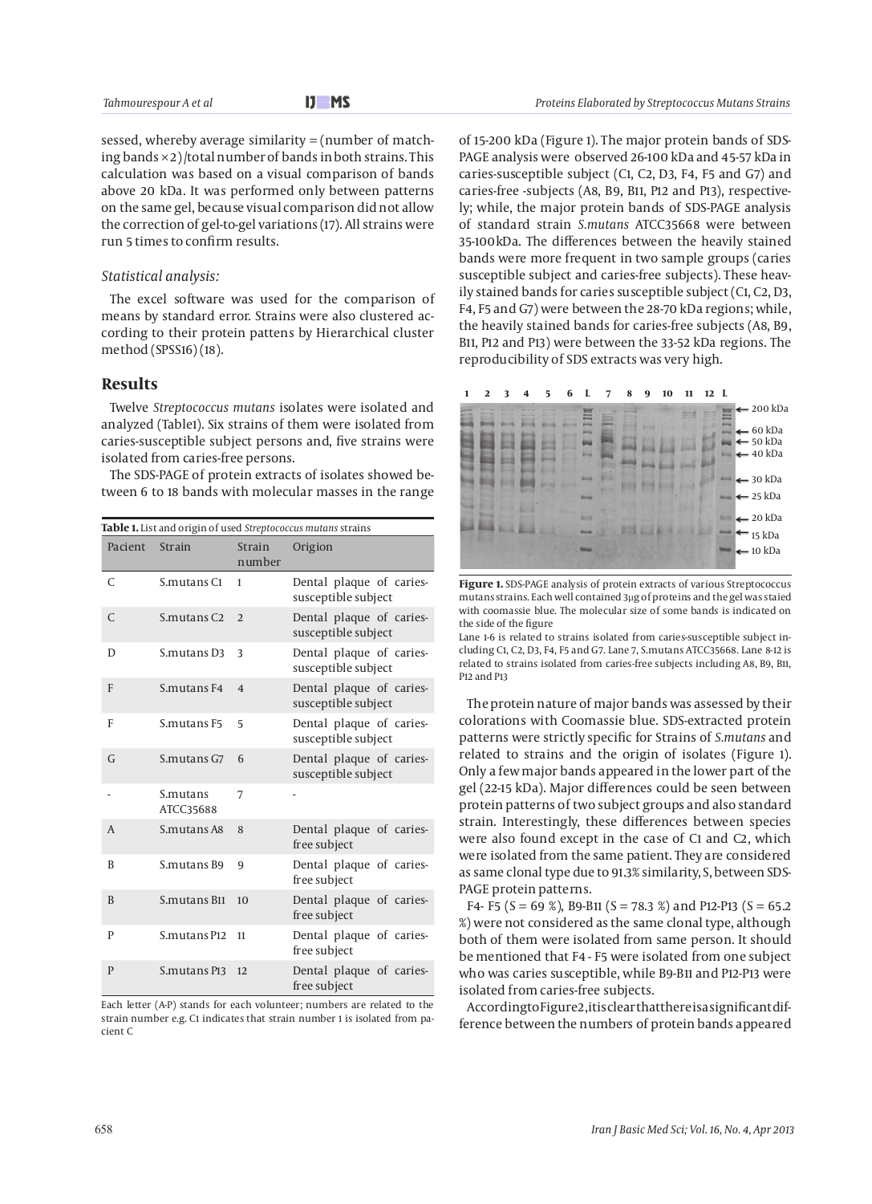sessed, whereby average similarity = (number of matching bands ×2)/total number of bands in both strains. This calculation was based on a visual comparison of bands above 20 kDa. It was performed only between patterns on the same gel, because visual comparison did not allow the correction of gel-to-gel variations (17). All strains were run 5 times to confirm results.

### *Statistical analysis:*

The excel software was used for the comparison of means by standard error. Strains were also clustered according to their protein pattens by Hierarchical cluster method (SPSS16) (18).

## Results

Twelve *Streptococcus mutans* isolates were isolated and analyzed (Table1). Six strains of them were isolated from caries-susceptible subject persons and, five strains were isolated from caries-free persons.

The SDS-PAGE of protein extracts of isolates showed between 6 to 18 bands with molecular masses in the range of 15-200 kDa (Figure 1). The major protein bands of SDS-PAGE analysis were observed 26-100 kDa and 45-57 kDa in caries-susceptible subject (C1, C2, D3, F4, F5 and G7) and caries-free -subjects (A8, B9, B11, P12 and P13), respectively; while, the major protein bands of SDS-PAGE analysis of standard strain *S.mutans* ATCC35668 were between 35-100kDa. The differences between the heavily stained bands were more frequent in two sample groups (caries susceptible subject and caries-free subjects). These heavily stained bands for caries susceptible subject (C1, C2, D3, F4, F5 and G7) were between the 28-70 kDa regions; while, the heavily stained bands for caries-free subjects (A8, B9, B11, P12 and P13) were between the 33-52 kDa regions. The reproducibility of SDS extracts was very high.

**Table 1.** List and origin of used *Streptococcus mutans* strains

| Pacient | Strain | Strain number | Origion |
|---|---|---|---|
| C | S.mutans C1 | 1 | Dental plaque of caries-susceptible subject |
| C | S.mutans C2 | 2 | Dental plaque of caries-susceptible subject |
| D | S.mutans D3 | 3 | Dental plaque of caries-susceptible subject |
| F | S.mutans F4 | 4 | Dental plaque of caries-susceptible subject |
| F | S.mutans F5 | 5 | Dental plaque of caries-susceptible subject |
| G | S.mutans G7 | 6 | Dental plaque of caries-susceptible subject |
| - | S.mutans ATCC35688 | 7 | - |
| A | S.mutans A8 | 8 | Dental plaque of caries-free subject |
| B | S.mutans B9 | 9 | Dental plaque of caries-free subject |
| B | S.mutans B11 | 10 | Dental plaque of caries-free subject |
| P | S.mutans P12 | 11 | Dental plaque of caries-free subject |
| P | S.mutans P13 | 12 | Dental plaque of caries-free subject |

Each letter (A-P) stands for each volunteer; numbers are related to the strain number e.g. C1 indicates that strain number 1 is isolated from pacient C

**Figure 1.** SDS-PAGE analysis of protein extracts of various Streptococcus mutans strains. Each well contained 3μg of proteins and the gel was staied with coomassie blue. The molecular size of some bands is indicated on the side of the figure

Lane 1-6 is related to strains isolated from caries-susceptible subject including C1, C2, D3, F4, F5 and G7. Lane 7, S.mutans ATCC35668. Lane 8-12 is related to strains isolated from caries-free subjects including A8, B9, B11, P12 and P13

The protein nature of major bands was assessed by their colorations with Coomassie blue. SDS-extracted protein patterns were strictly specific for Strains of *S.mutans* and related to strains and the origin of isolates (Figure 1). Only a few major bands appeared in the lower part of the gel (22-15 kDa). Major differences could be seen between protein patterns of two subject groups and also standard strain. Interestingly, these differences between species were also found except in the case of C1 and C2, which were isolated from the same patient. They are considered as same clonal type due to 91.3% similarity, S, between SDS-PAGE protein patterns.

F4- F5 (S = 69 %), B9-B11 (S = 78.3 %) and P12-P13 (S = 65.2 %) were not considered as the same clonal type, although both of them were isolated from same person. It should be mentioned that F4 - F5 were isolated from one subject who was caries susceptible, while B9-B11 and P12-P13 were isolated from caries-free subjects.

According to Figure 2, it is clear that there is a significant difference between the numbers of protein bands appeared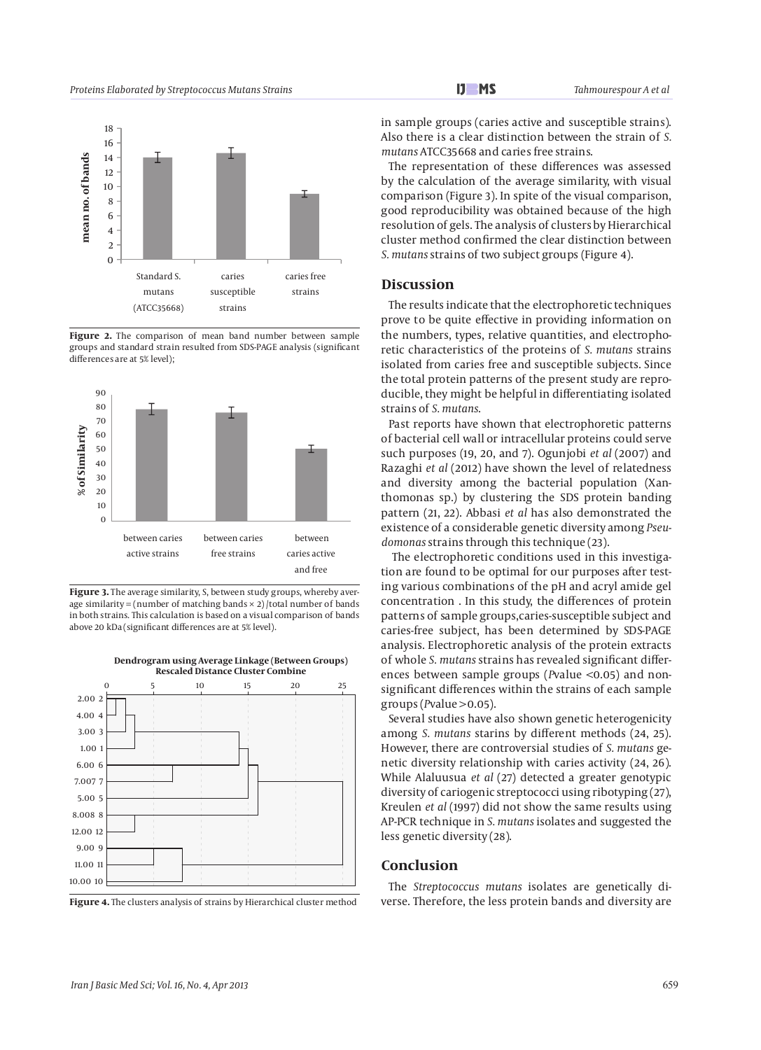Figure 2. The comparison of mean band number between sample groups and standard strain resulted from SDS-PAGE analysis (significant differences are at 5% level);

Figure 3. The average similarity, S, between study groups, whereby average similarity = (number of matching bands × 2)/total number of bands in both strains. This calculation is based on a visual comparison of bands above 20 kDa (significant differences are at 5% level).

Figure 4. The clusters analysis of strains by Hierarchical cluster method

in sample groups (caries active and susceptible strains). Also there is a clear distinction between the strain of *S. mutans* ATCC35668 and caries free strains.

The representation of these differences was assessed by the calculation of the average similarity, with visual comparison (Figure 3). In spite of the visual comparison, good reproducibility was obtained because of the high resolution of gels. The analysis of clusters by Hierarchical cluster method confirmed the clear distinction between *S. mutans* strains of two subject groups (Figure 4).

## Discussion

The results indicate that the electrophoretic techniques prove to be quite effective in providing information on the numbers, types, relative quantities, and electrophoretic characteristics of the proteins of *S. mutans* strains isolated from caries free and susceptible subjects. Since the total protein patterns of the present study are reproducible, they might be helpful in differentiating isolated strains of *S. mutans*.

Past reports have shown that electrophoretic patterns of bacterial cell wall or intracellular proteins could serve such purposes (19, 20, and 7). Ogunjobi *et al* (2007) and Razaghi *et al* (2012) have shown the level of relatedness and diversity among the bacterial population (Xanthomonas sp.) by clustering the SDS protein banding pattern (21, 22). Abbasi *et al* has also demonstrated the existence of a considerable genetic diversity among *Pseudomonas* strains through this technique (23).

The electrophoretic conditions used in this investigation are found to be optimal for our purposes after testing various combinations of the pH and acryl amide gel concentration . In this study, the differences of protein patterns of sample groups,caries-susceptible subject and caries-free subject, has been determined by SDS-PAGE analysis. Electrophoretic analysis of the protein extracts of whole *S. mutans* strains has revealed significant differences between sample groups (*P*value <0.05) and non-significant differences within the strains of each sample groups (*P*value >0.05).

Several studies have also shown genetic heterogenicity among *S. mutans* starins by different methods (24, 25). However, there are controversial studies of *S. mutans* genetic diversity relationship with caries activity (24, 26). While Alaluusua *et al* (27) detected a greater genotypic diversity of cariogenic streptococci using ribotyping (27), Kreulen *et al* (1997) did not show the same results using AP-PCR technique in *S. mutans* isolates and suggested the less genetic diversity (28).

## Conclusion

The *Streptococcus mutans* isolates are genetically diverse. Therefore, the less protein bands and diversity are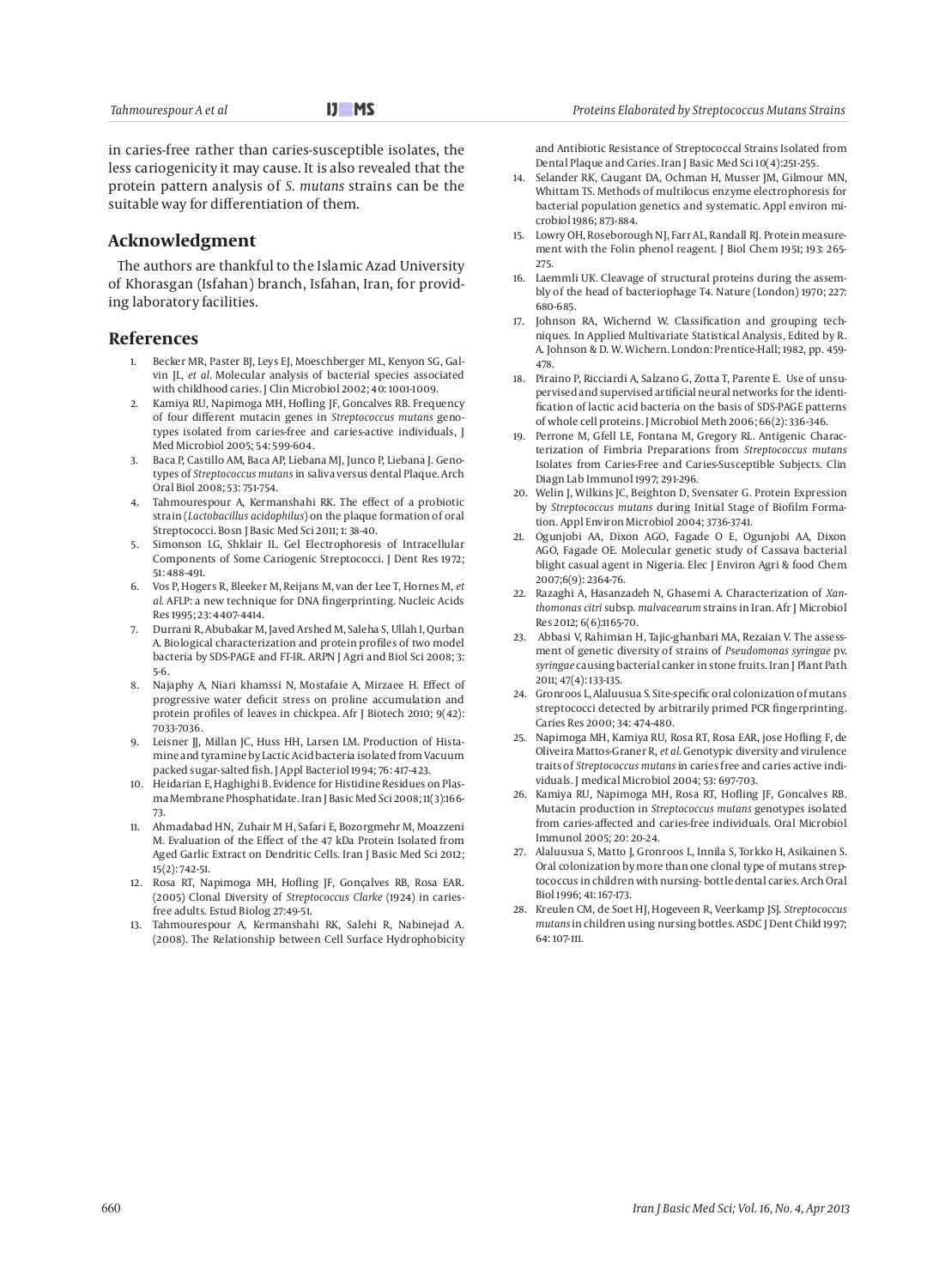in caries-free rather than caries-susceptible isolates, the less cariogenicity it may cause. It is also revealed that the protein pattern analysis of *S. mutans* strains can be the suitable way for differentiation of them.

## Acknowledgment

The authors are thankful to the Islamic Azad University of Khorasgan (Isfahan) branch, Isfahan, Iran, for providing laboratory facilities.

## References

1. Becker MR, Paster BJ, Leys EJ, Moeschberger ML, Kenyon SG, Galvin JL, *et al*. Molecular analysis of bacterial species associated with childhood caries. J Clin Microbiol 2002; 40: 1001-1009.
2. Kamiya RU, Napimoga MH, Hofling JF, Goncalves RB. Frequency of four different mutacin genes in *Streptococcus mutans* genotypes isolated from caries-free and caries-active individuals, J Med Microbiol 2005; 54: 599-604.
3. Baca P, Castillo AM, Baca AP, Liebana MJ, Junco P, Liebana J. Genotypes of *Streptococcus mutans* in saliva versus dental Plaque. Arch Oral Biol 2008; 53: 751-754.
4. Tahmourespour A, Kermanshahi RK. The effect of a probiotic strain (*Lactobacillus acidophilus*) on the plaque formation of oral Streptococci. Bosn J Basic Med Sci 2011; 1: 38-40.
5. Simonson LG, Shklair IL. Gel Electrophoresis of Intracellular Components of Some Cariogenic Streptococci. J Dent Res 1972; 51: 488-491.
6. Vos P, Hogers R, Bleeker M, Reijans M, van der Lee T, Hornes M, *et al*. AFLP: a new technique for DNA fingerprinting. Nucleic Acids Res 1995; 23: 4407-4414.
7. Durrani R, Abubakar M, Javed Arshed M, Saleha S, Ullah I, Qurban A. Biological characterization and protein profiles of two model bacteria by SDS-PAGE and FT-IR. ARPN J Agri and Biol Sci 2008; 3: 5-6.
8. Najaphy A, Niari khamssi N, Mostafaie A, Mirzaee H. Effect of progressive water deficit stress on proline accumulation and protein profiles of leaves in chickpea. Afr J Biotech 2010; 9(42): 7033-7036.
9. Leisner JJ, Millan JC, Huss HH, Larsen LM. Production of Histamine and tyramine by Lactic Acid bacteria isolated from Vacuum packed sugar-salted fish. J Appl Bacteriol 1994; 76: 417-423.
10. Heidarian E, Haghighi B. Evidence for Histidine Residues on Plasma Membrane Phosphatidate. Iran J Basic Med Sci 2008; 11(3):166-73.
11. Ahmadabad HN, Zuhair M H, Safari E, Bozorgmehr M, Moazzeni M. Evaluation of the Effect of the 47 kDa Protein Isolated from Aged Garlic Extract on Dendritic Cells. Iran J Basic Med Sci 2012; 15(2): 742-51.
12. Rosa RT, Napimoga MH, Hofling JF, Gonçalves RB, Rosa EAR. (2005) Clonal Diversity of *Streptococcus Clarke* (1924) in caries-free adults. Estud Biolog 27:49-51.
13. Tahmourespour A, Kermanshahi RK, Salehi R, Nabinejad A. (2008). The Relationship between Cell Surface Hydrophobicity and Antibiotic Resistance of Streptococcal Strains Isolated from Dental Plaque and Caries. Iran J Basic Med Sci 10(4):251-255.
14. Selander RK, Caugant DA, Ochman H, Musser JM, Gilmour MN, Whittam TS. Methods of multilocus enzyme electrophoresis for bacterial population genetics and systematic. Appl environ microbiol 1986; 873-884.
15. Lowry OH, Roseborough NJ, Farr AL, Randall RJ. Protein measurement with the Folin phenol reagent. J Biol Chem 1951; 193: 265-275.
16. Laemmli UK. Cleavage of structural proteins during the assembly of the head of bacteriophage T4. Nature (London) 1970; 227: 680-685.
17. Johnson RA, Wichernd W. Classification and grouping techniques. In Applied Multivariate Statistical Analysis, Edited by R. A. Johnson & D. W. Wichern. London: Prentice-Hall; 1982, pp. 459-478.
18. Piraino P, Ricciardi A, Salzano G, Zotta T, Parente E. Use of unsupervised and supervised artificial neural networks for the identification of lactic acid bacteria on the basis of SDS-PAGE patterns of whole cell proteins. J Microbiol Meth 2006; 66(2): 336-346.
19. Perrone M, Gfell LE, Fontana M, Gregory RL. Antigenic Characterization of Fimbria Preparations from *Streptococcus mutans* Isolates from Caries-Free and Caries-Susceptible Subjects. Clin Diagn Lab Immunol 1997; 291-296.
20. Welin J, Wilkins JC, Beighton D, Svensater G. Protein Expression by *Streptococcus mutans* during Initial Stage of Biofilm Formation. Appl Environ Microbiol 2004; 3736-3741.
21. Ogunjobi AA, Dixon AGO, Fagade O E, Ogunjobi AA, Dixon AGO, Fagade OE. Molecular genetic study of Cassava bacterial blight casual agent in Nigeria. Elec J Environ Agri & food Chem 2007;6(9): 2364-76.
22. Razaghi A, Hasanzadeh N, Ghasemi A. Characterization of *Xanthomonas citri* subsp. *malvacearum* strains in Iran. Afr J Microbiol Res 2012; 6(6):1165-70.
23. Abbasi V, Rahimian H, Tajic-ghanbari MA, Rezaian V. The assessment of genetic diversity of strains of *Pseudomonas syringae* pv. *syringae* causing bacterial canker in stone fruits. Iran J Plant Path 2011; 47(4): 133-135.
24. Gronroos L, Alaluusua S. Site-specific oral colonization of mutans streptococci detected by arbitrarily primed PCR fingerprinting. Caries Res 2000; 34: 474-480.
25. Napimoga MH, Kamiya RU, Rosa RT, Rosa EAR, jose Hofling F, de Oliveira Mattos-Graner R, *et al*. Genotypic diversity and virulence traits of *Streptococcus mutans* in caries free and caries active individuals. J medical Microbiol 2004; 53: 697-703.
26. Kamiya RU, Napimoga MH, Rosa RT, Hofling JF, Goncalves RB. Mutacin production in *Streptococcus mutans* genotypes isolated from caries-affected and caries-free individuals. Oral Microbiol Immunol 2005; 20: 20-24.
27. Alaluusua S, Matto J, Gronroos L, Innila S, Torkko H, Asikainen S. Oral colonization by more than one clonal type of mutans streptococcus in children with nursing- bottle dental caries. Arch Oral Biol 1996; 41: 167-173.
28. Kreulen CM, de Soet HJ, Hogeveen R, Veerkamp JSJ. *Streptococcus mutans* in children using nursing bottles. ASDC J Dent Child 1997; 64: 107-111.